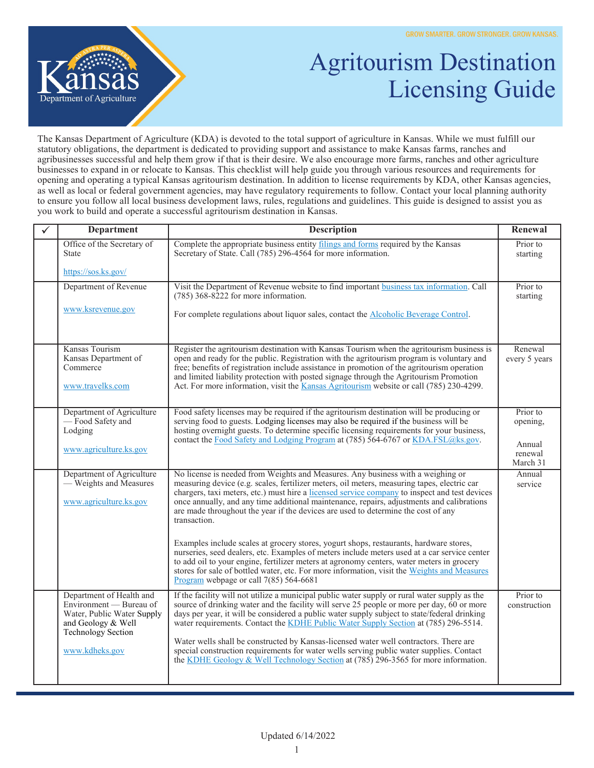GROW SMARTER. GROW STRONGER. GROW KANSAS.

# Agritourism Destination Licensing Guide

The Kansas Department of Agriculture (KDA) is devoted to the total support of agriculture in Kansas. While we must fulfill our statutory obligations, the department is dedicated to providing support and assistance to make Kansas farms, ranches and agribusinesses successful and help them grow if that is their desire. We also encourage more farms, ranches and other agriculture businesses to expand in or relocate to Kansas. This checklist will help guide you through various resources and requirements for opening and operating a typical Kansas agritourism destination. In addition to license requirements by KDA, other Kansas agencies, as well as local or federal government agencies, may have regulatory requirements to follow. Contact your local planning authority to ensure you follow all local business development laws, rules, regulations and guidelines. This guide is designed to assist you as you work to build and operate a successful agritourism destination in Kansas.

| ✓ | Department | Description | Renewal |
|---|---|---|---|
| | Office of the Secretary of State<br><br>https://sos.ks.gov/ | Complete the appropriate business entity filings and forms required by the Kansas Secretary of State. Call (785) 296-4564 for more information. | Prior to starting |
| | Department of Revenue<br><br>www.ksrevenue.gov | Visit the Department of Revenue website to find important business tax information. Call (785) 368-8222 for more information.<br><br>For complete regulations about liquor sales, contact the Alcoholic Beverage Control. | Prior to starting |
| | Kansas Tourism Kansas Department of Commerce<br><br>www.travelks.com | Register the agritourism destination with Kansas Tourism when the agritourism business is open and ready for the public. Registration with the agritourism program is voluntary and free; benefits of registration include assistance in promotion of the agritourism operation and limited liability protection with posted signage through the Agritourism Promotion Act. For more information, visit the Kansas Agritourism website or call (785) 230-4299. | Renewal every 5 years |
| | Department of Agriculture — Food Safety and Lodging<br><br>www.agriculture.ks.gov | Food safety licenses may be required if the agritourism destination will be producing or serving food to guests. Lodging licenses may also be required if the business will be hosting overnight guests. To determine specific licensing requirements for your business, contact the Food Safety and Lodging Program at (785) 564-6767 or KDA.FSL@ks.gov. | Prior to opening,<br><br>Annual renewal March 31 |
| | Department of Agriculture — Weights and Measures<br><br>www.agriculture.ks.gov | No license is needed from Weights and Measures. Any business with a weighing or measuring device (e.g. scales, fertilizer meters, oil meters, measuring tapes, electric car chargers, taxi meters, etc.) must hire a licensed service company to inspect and test devices once annually, and any time additional maintenance, repairs, adjustments and calibrations are made throughout the year if the devices are used to determine the cost of any transaction.<br><br>Examples include scales at grocery stores, yogurt shops, restaurants, hardware stores, nurseries, seed dealers, etc. Examples of meters include meters used at a car service center to add oil to your engine, fertilizer meters at agronomy centers, water meters in grocery stores for sale of bottled water, etc. For more information, visit the Weights and Measures Program webpage or call 7(85) 564-6681 | Annual service |
| | Department of Health and Environment — Bureau of Water, Public Water Supply and Geology & Well Technology Section<br><br>www.kdheks.gov | If the facility will not utilize a municipal public water supply or rural water supply as the source of drinking water and the facility will serve 25 people or more per day, 60 or more days per year, it will be considered a public water supply subject to state/federal drinking water requirements. Contact the KDHE Public Water Supply Section at (785) 296-5514.<br><br>Water wells shall be constructed by Kansas-licensed water well contractors. There are special construction requirements for water wells serving public water supplies. Contact the KDHE Geology & Well Technology Section at (785) 296-3565 for more information. | Prior to construction |

Updated 6/14/2022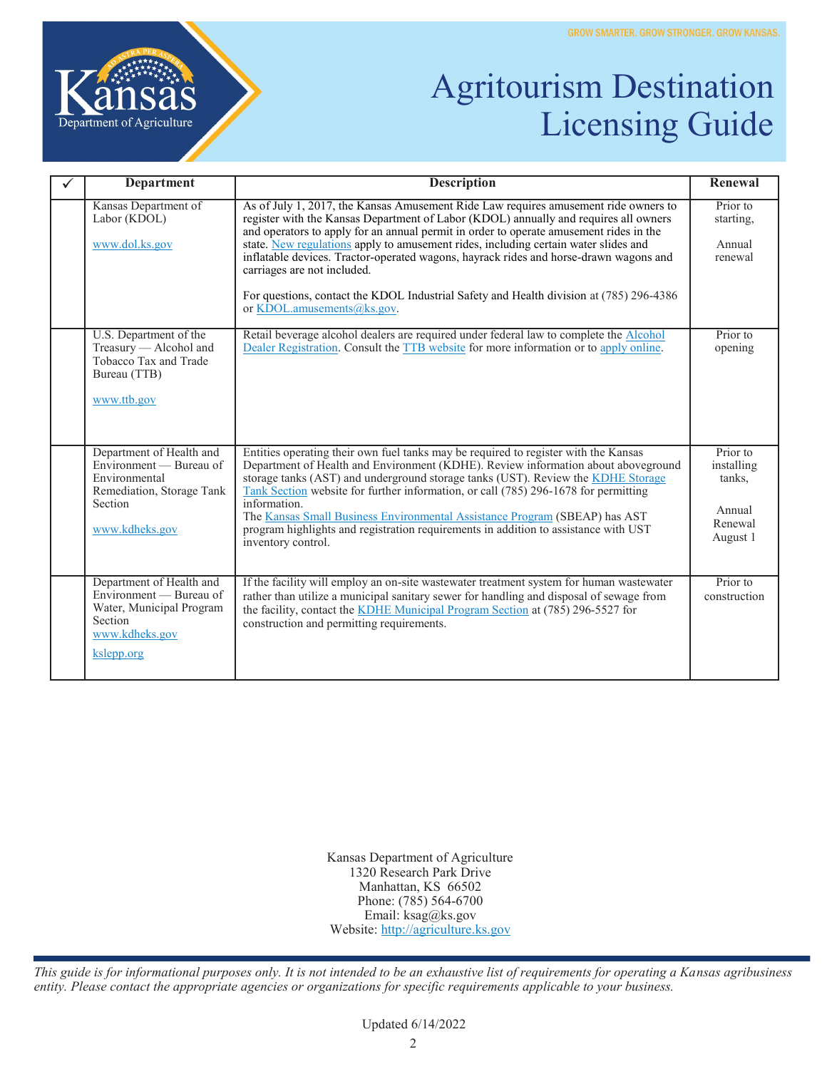GROW SMARTER. GROW STRONGER. GROW KANSAS.

Kansas Department of Agriculture

# Agritourism Destination Licensing Guide

| ✓ | Department | Description | Renewal |
|---|---|---|---|
| | Kansas Department of Labor (KDOL)<br><br>www.dol.ks.gov | As of July 1, 2017, the Kansas Amusement Ride Law requires amusement ride owners to register with the Kansas Department of Labor (KDOL) annually and requires all owners and operators to apply for an annual permit in order to operate amusement rides in the state. New regulations apply to amusement rides, including certain water slides and inflatable devices. Tractor-operated wagons, hayrack rides and horse-drawn wagons and carriages are not included.<br><br>For questions, contact the KDOL Industrial Safety and Health division at (785) 296-4386 or KDOL.amusements@ks.gov. | Prior to starting,<br><br>Annual renewal |
| | U.S. Department of the Treasury — Alcohol and Tobacco Tax and Trade Bureau (TTB)<br><br>www.ttb.gov | Retail beverage alcohol dealers are required under federal law to complete the Alcohol Dealer Registration. Consult the TTB website for more information or to apply online. | Prior to opening |
| | Department of Health and Environment — Bureau of Environmental Remediation, Storage Tank Section<br><br>www.kdheks.gov | Entities operating their own fuel tanks may be required to register with the Kansas Department of Health and Environment (KDHE). Review information about aboveground storage tanks (AST) and underground storage tanks (UST). Review the KDHE Storage Tank Section website for further information, or call (785) 296-1678 for permitting information.<br>The Kansas Small Business Environmental Assistance Program (SBEAP) has AST program highlights and registration requirements in addition to assistance with UST inventory control. | Prior to installing tanks,<br><br>Annual Renewal August 1 |
| | Department of Health and Environment — Bureau of Water, Municipal Program Section<br>www.kdheks.gov<br><br>kslepp.org | If the facility will employ an on-site wastewater treatment system for human wastewater rather than utilize a municipal sanitary sewer for handling and disposal of sewage from the facility, contact the KDHE Municipal Program Section at (785) 296-5527 for construction and permitting requirements. | Prior to construction |

Kansas Department of Agriculture
1320 Research Park Drive
Manhattan, KS 66502
Phone: (785) 564-6700
Email: ksag@ks.gov
Website: http://agriculture.ks.gov

*This guide is for informational purposes only. It is not intended to be an exhaustive list of requirements for operating a Kansas agribusiness entity. Please contact the appropriate agencies or organizations for specific requirements applicable to your business.*

Updated 6/14/2022